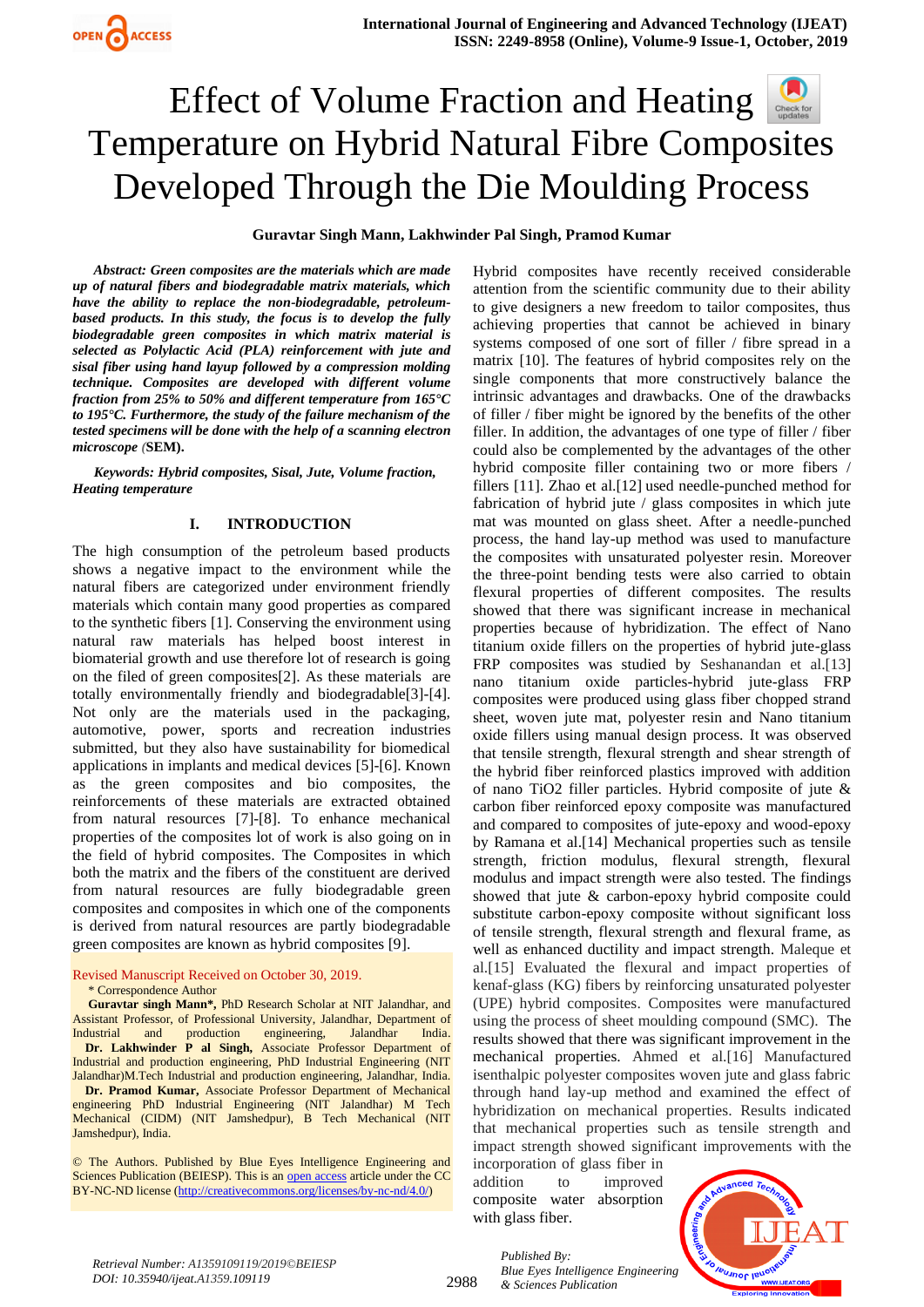# Effect of Volume Fraction and Heating Temperature on Hybrid Natural Fibre Composites Developed Through the Die Moulding Process

**Guravtar Singh Mann, Lakhwinder Pal Singh, Pramod Kumar**

***Abstract: Green composites are the materials which are made up of natural fibers and biodegradable matrix materials, which have the ability to replace the non-biodegradable, petroleum-based products. In this study, the focus is to develop the fully biodegradable green composites in which matrix material is selected as Polylactic Acid (PLA) reinforcement with jute and sisal fiber using hand layup followed by a compression molding technique. Composites are developed with different volume fraction from 25% to 50% and different temperature from 165°C to 195°C. Furthermore, the study of the failure mechanism of the tested specimens will be done with the help of a scanning electron microscope (*SEM*).***

***Keywords: Hybrid composites, Sisal, Jute, Volume fraction, Heating temperature***

## I. INTRODUCTION

The high consumption of the petroleum based products shows a negative impact to the environment while the natural fibers are categorized under environment friendly materials which contain many good properties as compared to the synthetic fibers [1]. Conserving the environment using natural raw materials has helped boost interest in biomaterial growth and use therefore lot of research is going on the filed of green composites[2]. As these materials are totally environmentally friendly and biodegradable[3]-[4]. Not only are the materials used in the packaging, automotive, power, sports and recreation industries submitted, but they also have sustainability for biomedical applications in implants and medical devices [5]-[6]. Known as the green composites and bio composites, the reinforcements of these materials are extracted obtained from natural resources [7]-[8]. To enhance mechanical properties of the composites lot of work is also going on in the field of hybrid composites. The Composites in which both the matrix and the fibers of the constituent are derived from natural resources are fully biodegradable green composites and composites in which one of the components is derived from natural resources are partly biodegradable green composites are known as hybrid composites [9].

Revised Manuscript Received on October 30, 2019.

\* Correspondence Author

**Guravtar singh Mann\***, PhD Research Scholar at NIT Jalandhar, and Assistant Professor, of Professional University, Jalandhar, Department of Industrial and production engineering, Jalandhar India.

**Dr. Lakhwinder P al Singh,** Associate Professor Department of Industrial and production engineering, PhD Industrial Engineering (NIT Jalandhar)M.Tech Industrial and production engineering, Jalandhar, India.

**Dr. Pramod Kumar,** Associate Professor Department of Mechanical engineering PhD Industrial Engineering (NIT Jalandhar) M Tech Mechanical (CIDM) (NIT Jamshedpur), B Tech Mechanical (NIT Jamshedpur), India.

© The Authors. Published by Blue Eyes Intelligence Engineering and Sciences Publication (BEIESP). This is an open access article under the CC BY-NC-ND license (http://creativecommons.org/licenses/by-nc-nd/4.0/)

Hybrid composites have recently received considerable attention from the scientific community due to their ability to give designers a new freedom to tailor composites, thus achieving properties that cannot be achieved in binary systems composed of one sort of filler / fibre spread in a matrix [10]. The features of hybrid composites rely on the single components that more constructively balance the intrinsic advantages and drawbacks. One of the drawbacks of filler / fiber might be ignored by the benefits of the other filler. In addition, the advantages of one type of filler / fiber could also be complemented by the advantages of the other hybrid composite filler containing two or more fibers / fillers [11]. Zhao et al.[12] used needle-punched method for fabrication of hybrid jute / glass composites in which jute mat was mounted on glass sheet. After a needle-punched process, the hand lay-up method was used to manufacture the composites with unsaturated polyester resin. Moreover the three-point bending tests were also carried to obtain flexural properties of different composites. The results showed that there was significant increase in mechanical properties because of hybridization. The effect of Nano titanium oxide fillers on the properties of hybrid jute-glass FRP composites was studied by Seshanandan et al.[13] nano titanium oxide particles-hybrid jute-glass FRP composites were produced using glass fiber chopped strand sheet, woven jute mat, polyester resin and Nano titanium oxide fillers using manual design process. It was observed that tensile strength, flexural strength and shear strength of the hybrid fiber reinforced plastics improved with addition of nano TiO2 filler particles. Hybrid composite of jute & carbon fiber reinforced epoxy composite was manufactured and compared to composites of jute-epoxy and wood-epoxy by Ramana et al.[14] Mechanical properties such as tensile strength, friction modulus, flexural strength, flexural modulus and impact strength were also tested. The findings showed that jute & carbon-epoxy hybrid composite could substitute carbon-epoxy composite without significant loss of tensile strength, flexural strength and flexural frame, as well as enhanced ductility and impact strength. Maleque et al.[15] Evaluated the flexural and impact properties of kenaf-glass (KG) fibers by reinforcing unsaturated polyester (UPE) hybrid composites. Composites were manufactured using the process of sheet moulding compound (SMC). The results showed that there was significant improvement in the mechanical properties. Ahmed et al.[16] Manufactured isenthalpic polyester composites woven jute and glass fabric through hand lay-up method and examined the effect of hybridization on mechanical properties. Results indicated that mechanical properties such as tensile strength and impact strength showed significant improvements with the incorporation of glass fiber in addition to improved composite water absorption with glass fiber.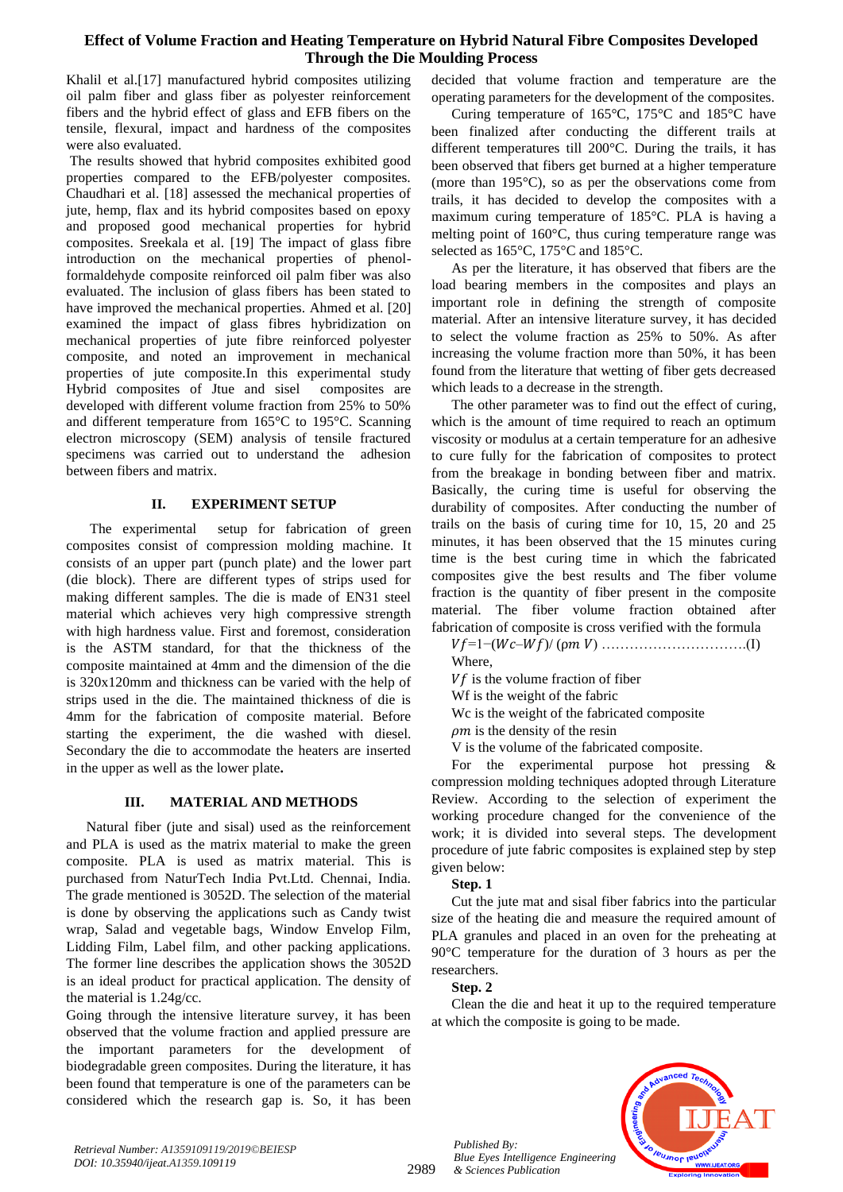Khalil et al.[17] manufactured hybrid composites utilizing oil palm fiber and glass fiber as polyester reinforcement fibers and the hybrid effect of glass and EFB fibers on the tensile, flexural, impact and hardness of the composites were also evaluated.

The results showed that hybrid composites exhibited good properties compared to the EFB/polyester composites. Chaudhari et al. [18] assessed the mechanical properties of jute, hemp, flax and its hybrid composites based on epoxy and proposed good mechanical properties for hybrid composites. Sreekala et al. [19] The impact of glass fibre introduction on the mechanical properties of phenol-formaldehyde composite reinforced oil palm fiber was also evaluated. The inclusion of glass fibers has been stated to have improved the mechanical properties. Ahmed et al. [20] examined the impact of glass fibres hybridization on mechanical properties of jute fibre reinforced polyester composite, and noted an improvement in mechanical properties of jute composite.In this experimental study Hybrid composites of Jtue and sisel composites are developed with different volume fraction from 25% to 50% and different temperature from 165°C to 195°C. Scanning electron microscopy (SEM) analysis of tensile fractured specimens was carried out to understand the adhesion between fibers and matrix.

## II. EXPERIMENT SETUP

The experimental setup for fabrication of green composites consist of compression molding machine. It consists of an upper part (punch plate) and the lower part (die block). There are different types of strips used for making different samples. The die is made of EN31 steel material which achieves very high compressive strength with high hardness value. First and foremost, consideration is the ASTM standard, for that the thickness of the composite maintained at 4mm and the dimension of the die is 320x120mm and thickness can be varied with the help of strips used in the die. The maintained thickness of die is 4mm for the fabrication of composite material. Before starting the experiment, the die washed with diesel. Secondary the die to accommodate the heaters are inserted in the upper as well as the lower plate**.**

## III. MATERIAL AND METHODS

Natural fiber (jute and sisal) used as the reinforcement and PLA is used as the matrix material to make the green composite. PLA is used as matrix material. This is purchased from NaturTech India Pvt.Ltd. Chennai, India. The grade mentioned is 3052D. The selection of the material is done by observing the applications such as Candy twist wrap, Salad and vegetable bags, Window Envelop Film, Lidding Film, Label film, and other packing applications. The former line describes the application shows the 3052D is an ideal product for practical application. The density of the material is 1.24g/cc.

Going through the intensive literature survey, it has been observed that the volume fraction and applied pressure are the important parameters for the development of biodegradable green composites. During the literature, it has been found that temperature is one of the parameters can be considered which the research gap is. So, it has been decided that volume fraction and temperature are the operating parameters for the development of the composites.

Curing temperature of 165°C, 175°C and 185°C have been finalized after conducting the different trails at different temperatures till 200°C. During the trails, it has been observed that fibers get burned at a higher temperature (more than 195°C), so as per the observations come from trails, it has decided to develop the composites with a maximum curing temperature of 185°C. PLA is having a melting point of 160°C, thus curing temperature range was selected as 165°C, 175°C and 185°C.

As per the literature, it has observed that fibers are the load bearing members in the composites and plays an important role in defining the strength of composite material. After an intensive literature survey, it has decided to select the volume fraction as 25% to 50%. As after increasing the volume fraction more than 50%, it has been found from the literature that wetting of fiber gets decreased which leads to a decrease in the strength.

The other parameter was to find out the effect of curing, which is the amount of time required to reach an optimum viscosity or modulus at a certain temperature for an adhesive to cure fully for the fabrication of composites to protect from the breakage in bonding between fiber and matrix. Basically, the curing time is useful for observing the durability of composites. After conducting the number of trails on the basis of curing time for 10, 15, 20 and 25 minutes, it has been observed that the 15 minutes curing time is the best curing time in which the fabricated composites give the best results and The fiber volume fraction is the quantity of fiber present in the composite material. The fiber volume fraction obtained after fabrication of composite is cross verified with the formula

$V_f = 1 - (W_c - W_f) / (\rho_m V)$ ………………………….(I)

Where,

$V_f$ is the volume fraction of fiber

Wf is the weight of the fabric

Wc is the weight of the fabricated composite

$\rho_m$ is the density of the resin

V is the volume of the fabricated composite.

For the experimental purpose hot pressing & compression molding techniques adopted through Literature Review. According to the selection of experiment the working procedure changed for the convenience of the work; it is divided into several steps. The development procedure of jute fabric composites is explained step by step given below:

**Step. 1**

Cut the jute mat and sisal fiber fabrics into the particular size of the heating die and measure the required amount of PLA granules and placed in an oven for the preheating at 90°C temperature for the duration of 3 hours as per the researchers.

**Step. 2**

Clean the die and heat it up to the required temperature at which the composite is going to be made.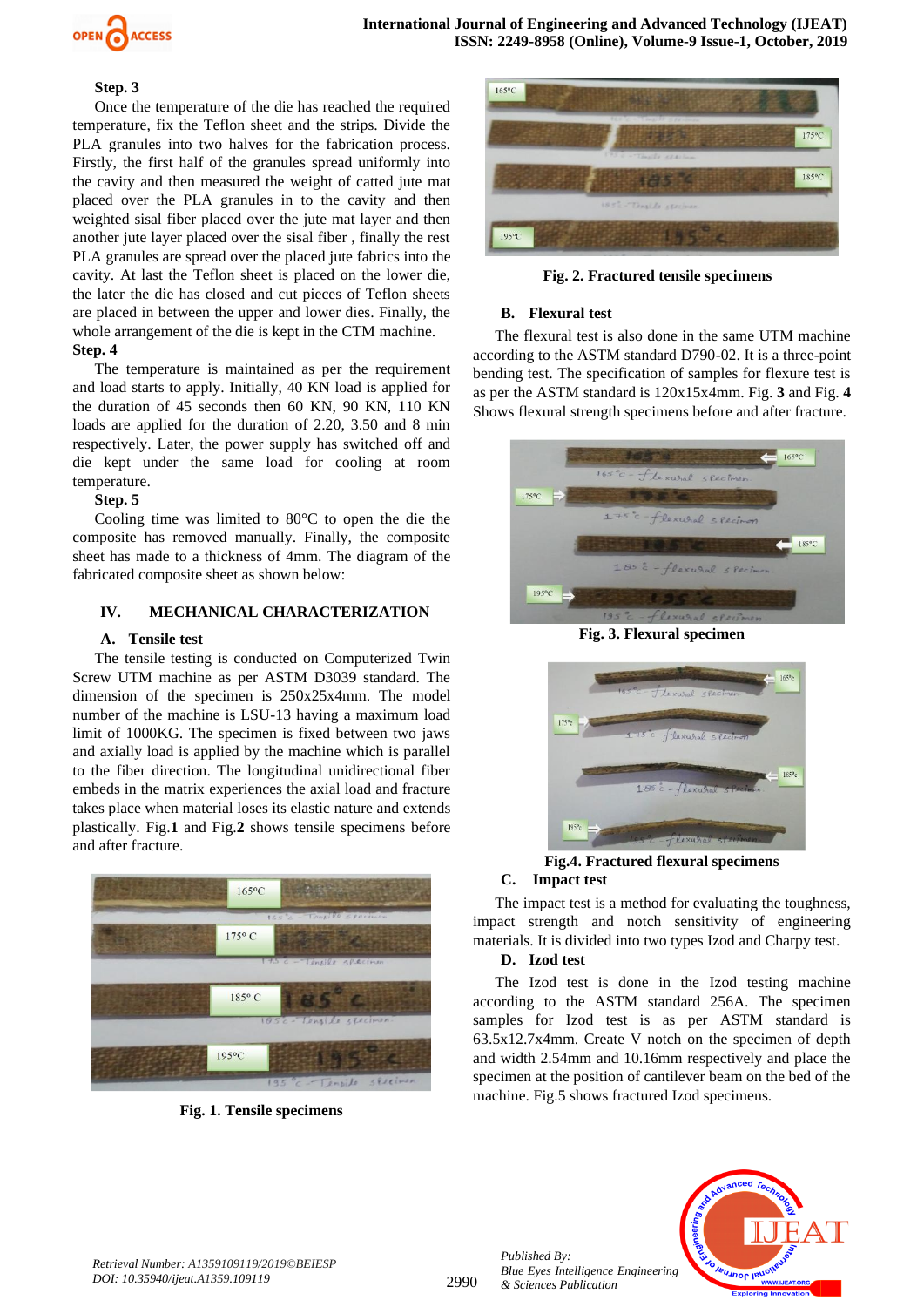**Step. 3**

Once the temperature of the die has reached the required temperature, fix the Teflon sheet and the strips. Divide the PLA granules into two halves for the fabrication process. Firstly, the first half of the granules spread uniformly into the cavity and then measured the weight of catted jute mat placed over the PLA granules in to the cavity and then weighted sisal fiber placed over the jute mat layer and then another jute layer placed over the sisal fiber , finally the rest PLA granules are spread over the placed jute fabrics into the cavity. At last the Teflon sheet is placed on the lower die, the later the die has closed and cut pieces of Teflon sheets are placed in between the upper and lower dies. Finally, the whole arrangement of the die is kept in the CTM machine.

**Step. 4**

The temperature is maintained as per the requirement and load starts to apply. Initially, 40 KN load is applied for the duration of 45 seconds then 60 KN, 90 KN, 110 KN loads are applied for the duration of 2.20, 3.50 and 8 min respectively. Later, the power supply has switched off and die kept under the same load for cooling at room temperature.

**Step. 5**

Cooling time was limited to 80°C to open the die the composite has removed manually. Finally, the composite sheet has made to a thickness of 4mm. The diagram of the fabricated composite sheet as shown below:

## IV. MECHANICAL CHARACTERIZATION

### A. Tensile test

The tensile testing is conducted on Computerized Twin Screw UTM machine as per ASTM D3039 standard. The dimension of the specimen is 250x25x4mm. The model number of the machine is LSU-13 having a maximum load limit of 1000KG. The specimen is fixed between two jaws and axially load is applied by the machine which is parallel to the fiber direction. The longitudinal unidirectional fiber embeds in the matrix experiences the axial load and fracture takes place when material loses its elastic nature and extends plastically. Fig.**1** and Fig.**2** shows tensile specimens before and after fracture.

**Fig. 1. Tensile specimens**

**Fig. 2. Fractured tensile specimens**

### B. Flexural test

The flexural test is also done in the same UTM machine according to the ASTM standard D790-02. It is a three-point bending test. The specification of samples for flexure test is as per the ASTM standard is 120x15x4mm. Fig. **3** and Fig. **4** Shows flexural strength specimens before and after fracture.

**Fig. 3. Flexural specimen**

**Fig.4. Fractured flexural specimens**

### C. Impact test

The impact test is a method for evaluating the toughness, impact strength and notch sensitivity of engineering materials. It is divided into two types Izod and Charpy test.

### D. Izod test

The Izod test is done in the Izod testing machine according to the ASTM standard 256A. The specimen samples for Izod test is as per ASTM standard is 63.5x12.7x4mm. Create V notch on the specimen of depth and width 2.54mm and 10.16mm respectively and place the specimen at the position of cantilever beam on the bed of the machine. Fig.5 shows fractured Izod specimens.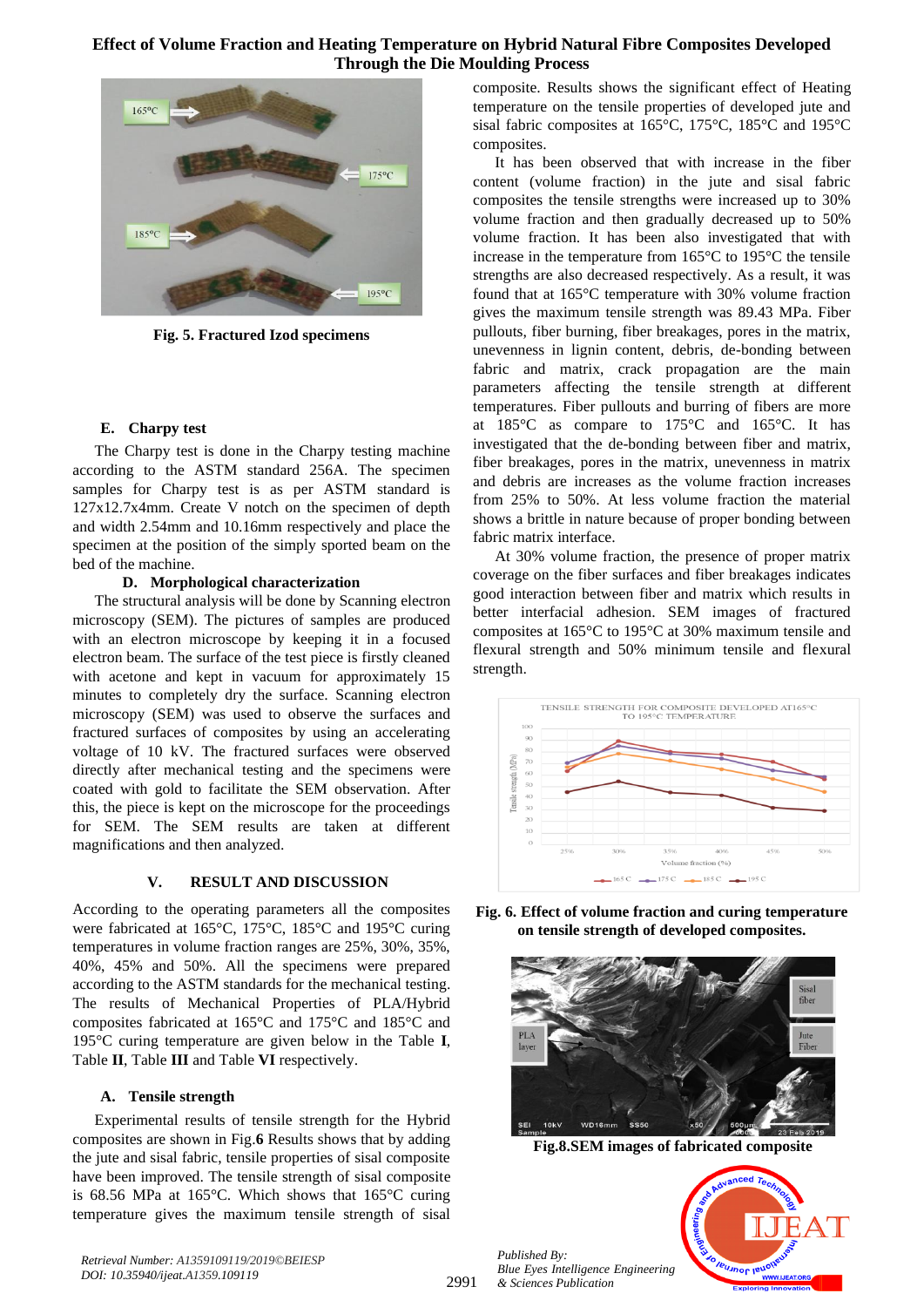Fig. 5. Fractured Izod specimens

### E. Charpy test

The Charpy test is done in the Charpy testing machine according to the ASTM standard 256A. The specimen samples for Charpy test is as per ASTM standard is 127x12.7x4mm. Create V notch on the specimen of depth and width 2.54mm and 10.16mm respectively and place the specimen at the position of the simply sported beam on the bed of the machine.

### D. Morphological characterization

The structural analysis will be done by Scanning electron microscopy (SEM). The pictures of samples are produced with an electron microscope by keeping it in a focused electron beam. The surface of the test piece is firstly cleaned with acetone and kept in vacuum for approximately 15 minutes to completely dry the surface. Scanning electron microscopy (SEM) was used to observe the surfaces and fractured surfaces of composites by using an accelerating voltage of 10 kV. The fractured surfaces were observed directly after mechanical testing and the specimens were coated with gold to facilitate the SEM observation. After this, the piece is kept on the microscope for the proceedings for SEM. The SEM results are taken at different magnifications and then analyzed.

## V. RESULT AND DISCUSSION

According to the operating parameters all the composites were fabricated at 165°C, 175°C, 185°C and 195°C curing temperatures in volume fraction ranges are 25%, 30%, 35%, 40%, 45% and 50%. All the specimens were prepared according to the ASTM standards for the mechanical testing. The results of Mechanical Properties of PLA/Hybrid composites fabricated at 165°C and 175°C and 185°C and 195°C curing temperature are given below in the Table **I**, Table **II**, Table **III** and Table **VI** respectively.

### A. Tensile strength

Experimental results of tensile strength for the Hybrid composites are shown in Fig.**6** Results shows that by adding the jute and sisal fabric, tensile properties of sisal composite have been improved. The tensile strength of sisal composite is 68.56 MPa at 165°C. Which shows that 165°C curing temperature gives the maximum tensile strength of sisal composite. Results shows the significant effect of Heating temperature on the tensile properties of developed jute and sisal fabric composites at 165°C, 175°C, 185°C and 195°C composites.

It has been observed that with increase in the fiber content (volume fraction) in the jute and sisal fabric composites the tensile strengths were increased up to 30% volume fraction and then gradually decreased up to 50% volume fraction. It has been also investigated that with increase in the temperature from 165°C to 195°C the tensile strengths are also decreased respectively. As a result, it was found that at 165°C temperature with 30% volume fraction gives the maximum tensile strength was 89.43 MPa. Fiber pullouts, fiber burning, fiber breakages, pores in the matrix, unevenness in lignin content, debris, de-bonding between fabric and matrix, crack propagation are the main parameters affecting the tensile strength at different temperatures. Fiber pullouts and burring of fibers are more at 185°C as compare to 175°C and 165°C. It has investigated that the de-bonding between fiber and matrix, fiber breakages, pores in the matrix, unevenness in matrix and debris are increases as the volume fraction increases from 25% to 50%. At less volume fraction the material shows a brittle in nature because of proper bonding between fabric matrix interface.

At 30% volume fraction, the presence of proper matrix coverage on the fiber surfaces and fiber breakages indicates good interaction between fiber and matrix which results in better interfacial adhesion. SEM images of fractured composites at 165°C to 195°C at 30% maximum tensile and flexural strength and 50% minimum tensile and flexural strength.

**Fig. 6. Effect of volume fraction and curing temperature on tensile strength of developed composites.**

**Fig.8.SEM images of fabricated composite**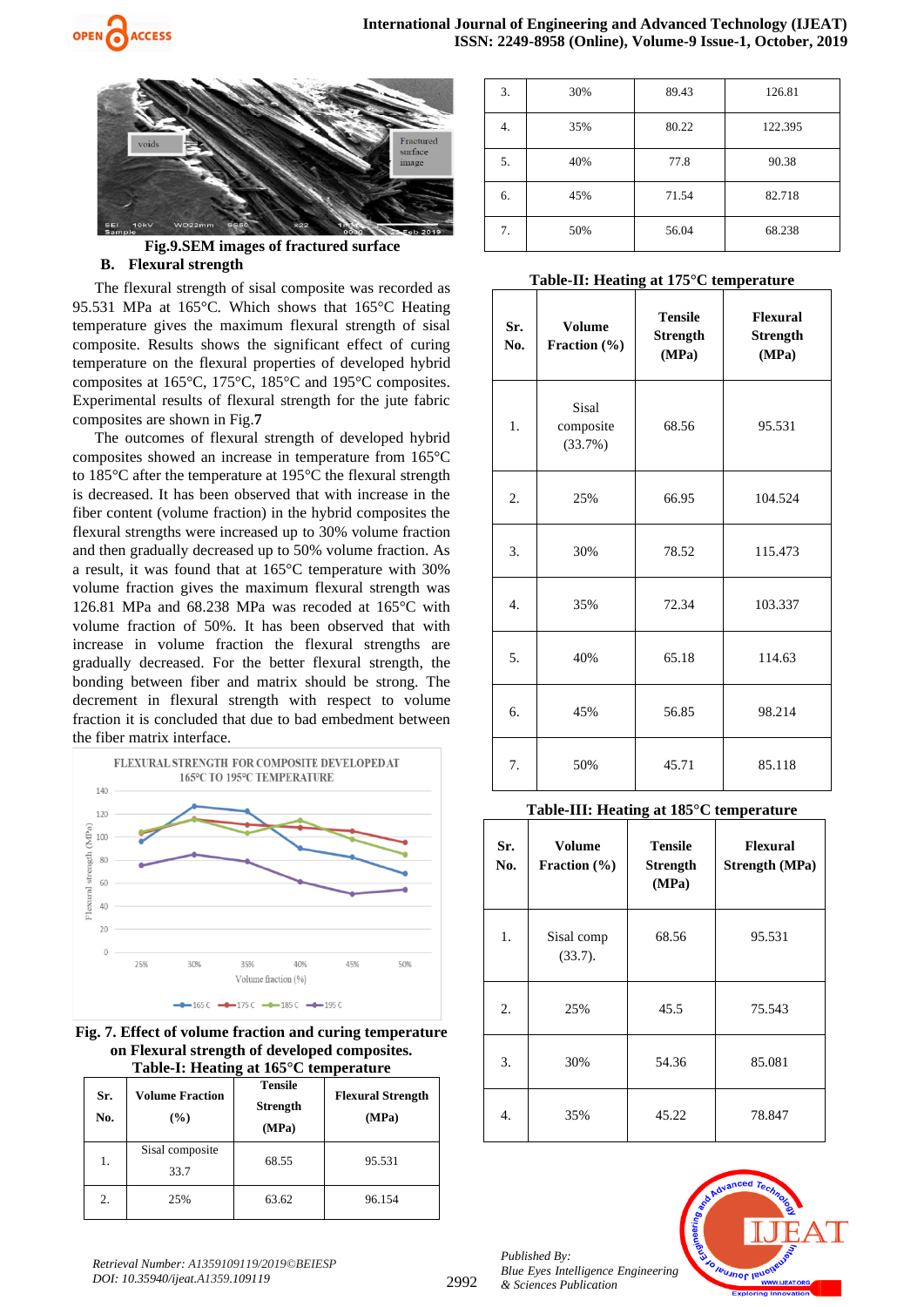Fig.9.SEM images of fractured surface

## B. Flexural strength

The flexural strength of sisal composite was recorded as 95.531 MPa at 165°C. Which shows that 165°C Heating temperature gives the maximum flexural strength of sisal composite. Results shows the significant effect of curing temperature on the flexural properties of developed hybrid composites at 165°C, 175°C, 185°C and 195°C composites. Experimental results of flexural strength for the jute fabric composites are shown in Fig.**7**

The outcomes of flexural strength of developed hybrid composites showed an increase in temperature from 165°C to 185°C after the temperature at 195°C the flexural strength is decreased. It has been observed that with increase in the fiber content (volume fraction) in the hybrid composites the flexural strengths were increased up to 30% volume fraction and then gradually decreased up to 50% volume fraction. As a result, it was found that at 165°C temperature with 30% volume fraction gives the maximum flexural strength was 126.81 MPa and 68.238 MPa was recoded at 165°C with volume fraction of 50%. It has been observed that with increase in volume fraction the flexural strengths are gradually decreased. For the better flexural strength, the bonding between fiber and matrix should be strong. The decrement in flexural strength with respect to volume fraction it is concluded that due to bad embedment between the fiber matrix interface.

**Fig. 7. Effect of volume fraction and curing temperature on Flexural strength of developed composites.**

**Table-I: Heating at 165°C temperature**

| Sr. No. | Volume Fraction (%) | Tensile Strength (MPa) | Flexural Strength (MPa) |
|---|---|---|---|
| 1. | Sisal composite 33.7 | 68.55 | 95.531 |
| 2. | 25% | 63.62 | 96.154 |
| 3. | 30% | 89.43 | 126.81 |
| 4. | 35% | 80.22 | 122.395 |
| 5. | 40% | 77.8 | 90.38 |
| 6. | 45% | 71.54 | 82.718 |
| 7. | 50% | 56.04 | 68.238 |

**Table-II: Heating at 175°C temperature**

| Sr. No. | Volume Fraction (%) | Tensile Strength (MPa) | Flexural Strength (MPa) |
|---|---|---|---|
| 1. | Sisal composite (33.7%) | 68.56 | 95.531 |
| 2. | 25% | 66.95 | 104.524 |
| 3. | 30% | 78.52 | 115.473 |
| 4. | 35% | 72.34 | 103.337 |
| 5. | 40% | 65.18 | 114.63 |
| 6. | 45% | 56.85 | 98.214 |
| 7. | 50% | 45.71 | 85.118 |

**Table-III: Heating at 185°C temperature**

| Sr. No. | Volume Fraction (%) | Tensile Strength (MPa) | Flexural Strength (MPa) |
|---|---|---|---|
| 1. | Sisal comp (33.7). | 68.56 | 95.531 |
| 2. | 25% | 45.5 | 75.543 |
| 3. | 30% | 54.36 | 85.081 |
| 4. | 35% | 45.22 | 78.847 |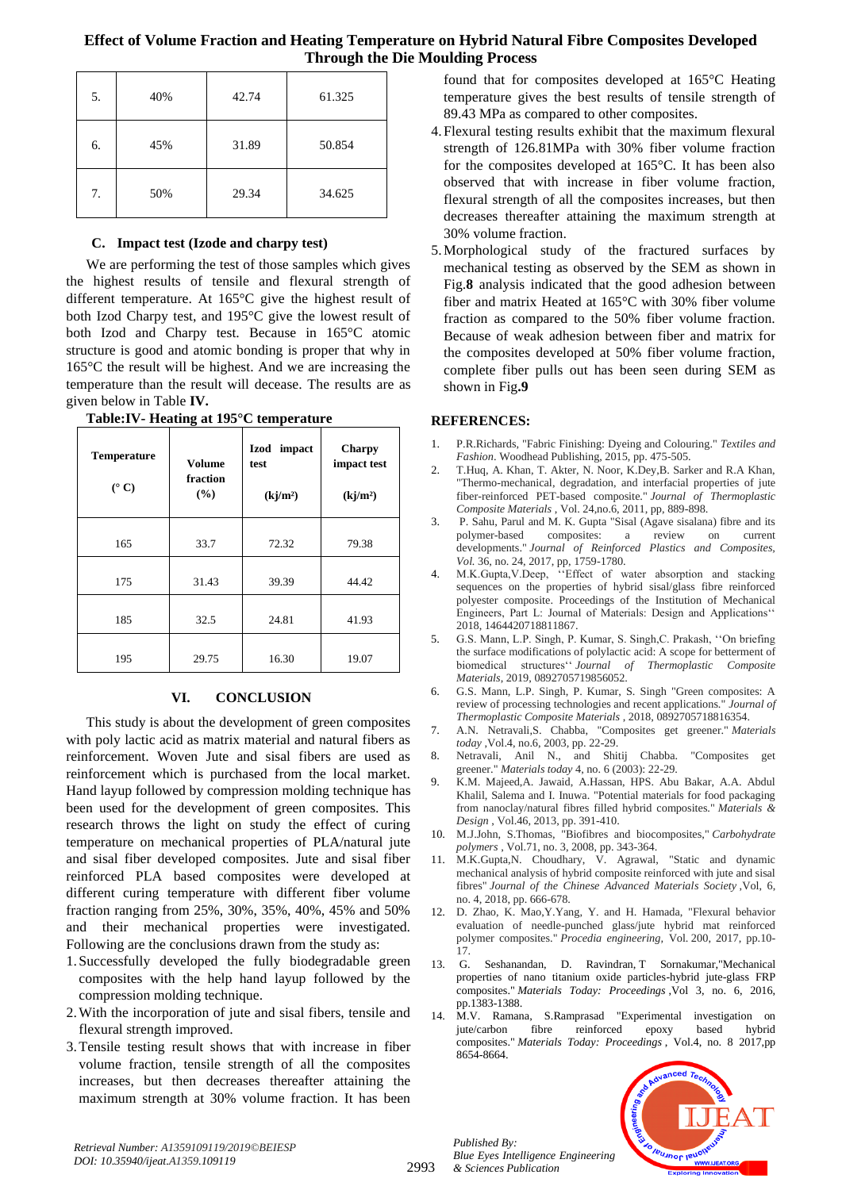| 5. | 40% | 42.74 | 61.325 |
|---|---|---|---|
| 6. | 45% | 31.89 | 50.854 |
| 7. | 50% | 29.34 | 34.625 |

### C. Impact test (Izode and charpy test)

We are performing the test of those samples which gives the highest results of tensile and flexural strength of different temperature. At 165°C give the highest result of both Izod Charpy test, and 195°C give the lowest result of both Izod and Charpy test. Because in 165°C atomic structure is good and atomic bonding is proper that why in 165°C the result will be highest. And we are increasing the temperature than the result will decease. The results are as given below in Table **IV.**

**Table:IV- Heating at 195°C temperature**

| Temperature (° C) | Volume fraction (%) | Izod impact test (kj/m²) | Charpy impact test (kj/m²) |
|---|---|---|---|
| 165 | 33.7 | 72.32 | 79.38 |
| 175 | 31.43 | 39.39 | 44.42 |
| 185 | 32.5 | 24.81 | 41.93 |
| 195 | 29.75 | 16.30 | 19.07 |

## VI. CONCLUSION

This study is about the development of green composites with poly lactic acid as matrix material and natural fibers as reinforcement. Woven Jute and sisal fibers are used as reinforcement which is purchased from the local market. Hand layup followed by compression molding technique has been used for the development of green composites. This research throws the light on study the effect of curing temperature on mechanical properties of PLA/natural jute and sisal fiber developed composites. Jute and sisal fiber reinforced PLA based composites were developed at different curing temperature with different fiber volume fraction ranging from 25%, 30%, 35%, 40%, 45% and 50% and their mechanical properties were investigated. Following are the conclusions drawn from the study as:

1. Successfully developed the fully biodegradable green composites with the help hand layup followed by the compression molding technique.
2. With the incorporation of jute and sisal fibers, tensile and flexural strength improved.
3. Tensile testing result shows that with increase in fiber volume fraction, tensile strength of all the composites increases, but then decreases thereafter attaining the maximum strength at 30% volume fraction. It has been found that for composites developed at 165°C Heating temperature gives the best results of tensile strength of 89.43 MPa as compared to other composites.
4. Flexural testing results exhibit that the maximum flexural strength of 126.81MPa with 30% fiber volume fraction for the composites developed at 165°C. It has been also observed that with increase in fiber volume fraction, flexural strength of all the composites increases, but then decreases thereafter attaining the maximum strength at 30% volume fraction.
5. Morphological study of the fractured surfaces by mechanical testing as observed by the SEM as shown in Fig.**8** analysis indicated that the good adhesion between fiber and matrix Heated at 165°C with 30% fiber volume fraction as compared to the 50% fiber volume fraction. Because of weak adhesion between fiber and matrix for the composites developed at 50% fiber volume fraction, complete fiber pulls out has been seen during SEM as shown in Fig.**9**

## REFERENCES:

1. P.R.Richards, "Fabric Finishing: Dyeing and Colouring." *Textiles and Fashion*. Woodhead Publishing, 2015, pp. 475-505.
2. T.Huq, A. Khan, T. Akter, N. Noor, K.Dey,B. Sarker and R.A Khan, "Thermo-mechanical, degradation, and interfacial properties of jute fiber-reinforced PET-based composite." *Journal of Thermoplastic Composite Materials* , Vol. 24,no.6, 2011, pp, 889-898.
3. P. Sahu, Parul and M. K. Gupta "Sisal (Agave sisalana) fibre and its polymer-based composites: a review on current developments." *Journal of Reinforced Plastics and Composites, Vol.* 36, no. 24, 2017, pp, 1759-1780.
4. M.K.Gupta,V.Deep, ''Effect of water absorption and stacking sequences on the properties of hybrid sisal/glass fibre reinforced polyester composite. Proceedings of the Institution of Mechanical Engineers, Part L: Journal of Materials: Design and Applications'' 2018, 1464420718811867.
5. G.S. Mann, L.P. Singh, P. Kumar, S. Singh,C. Prakash, ''On briefing the surface modifications of polylactic acid: A scope for betterment of biomedical structures'' *Journal of Thermoplastic Composite Materials*, 2019, 0892705719856052.
6. G.S. Mann, L.P. Singh, P. Kumar, S. Singh "Green composites: A review of processing technologies and recent applications." *Journal of Thermoplastic Composite Materials* , 2018, 0892705718816354.
7. A.N. Netravali,S. Chabba, "Composites get greener." *Materials today* ,Vol.4, no.6, 2003, pp. 22-29.
8. Netravali, Anil N., and Shitij Chabba. "Composites get greener." *Materials today* 4, no. 6 (2003): 22-29.
9. K.M. Majeed,A. Jawaid, A.Hassan, HPS. Abu Bakar, A.A. Abdul Khalil, Salema and I. Inuwa. "Potential materials for food packaging from nanoclay/natural fibres filled hybrid composites." *Materials & Design* , Vol.46, 2013, pp. 391-410.
10. M.J.John, S.Thomas, "Biofibres and biocomposites," *Carbohydrate polymers* , Vol.71, no. 3, 2008, pp. 343-364.
11. M.K.Gupta,N. Choudhary, V. Agrawal, "Static and dynamic mechanical analysis of hybrid composite reinforced with jute and sisal fibres" *Journal of the Chinese Advanced Materials Society* ,Vol, 6, no. 4, 2018, pp. 666-678.
12. D. Zhao, K. Mao,Y.Yang, Y. and H. Hamada, "Flexural behavior evaluation of needle-punched glass/jute hybrid mat reinforced polymer composites." *Procedia engineering*, Vol. 200, 2017, pp.10-17.
13. G. Seshanandan, D. Ravindran, T Sornakumar,"Mechanical properties of nano titanium oxide particles-hybrid jute-glass FRP composites." *Materials Today: Proceedings* ,Vol 3, no. 6, 2016, pp.1383-1388.
14. M.V. Ramana, S.Ramprasad "Experimental investigation on jute/carbon fibre reinforced epoxy based hybrid composites." *Materials Today: Proceedings* , Vol.4, no. 8 2017,pp 8654-8664.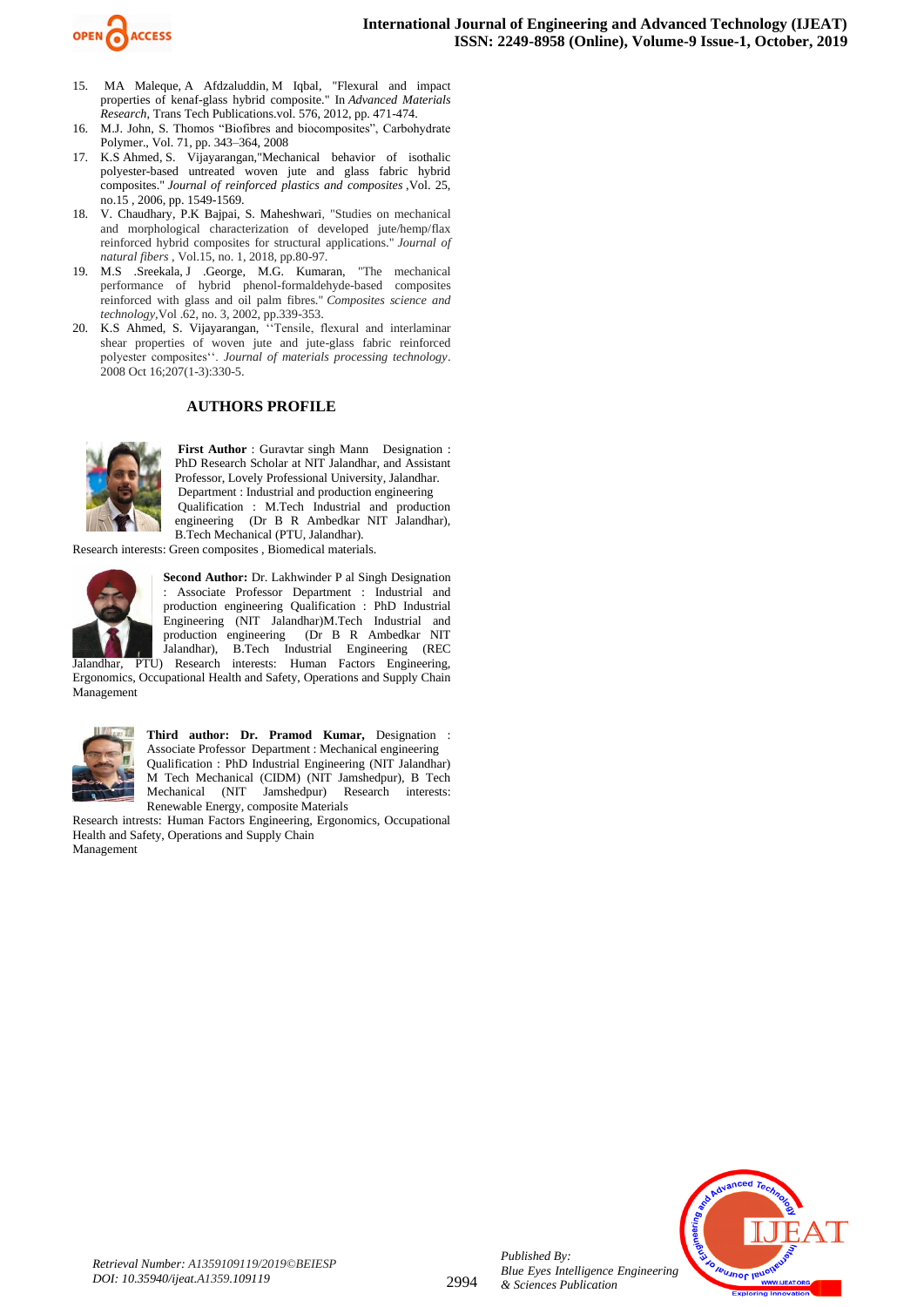15. MA Maleque, A Afdzaluddin, M Iqbal, "Flexural and impact properties of kenaf-glass hybrid composite." In *Advanced Materials Research*, Trans Tech Publications.vol. 576, 2012, pp. 471-474.
16. M.J. John, S. Thomos "Biofibres and biocomposites", Carbohydrate Polymer., Vol. 71, pp. 343–364, 2008
17. K.S Ahmed, S. Vijayarangan,"Mechanical behavior of isothalic polyester-based untreated woven jute and glass fabric hybrid composites." *Journal of reinforced plastics and composites* ,Vol. 25, no.15 , 2006, pp. 1549-1569.
18. V. Chaudhary, P.K Bajpai, S. Maheshwari, "Studies on mechanical and morphological characterization of developed jute/hemp/flax reinforced hybrid composites for structural applications." *Journal of natural fibers* , Vol.15, no. 1, 2018, pp.80-97.
19. M.S .Sreekala, J .George, M.G. Kumaran, "The mechanical performance of hybrid phenol-formaldehyde-based composites reinforced with glass and oil palm fibres." *Composites science and technology*,Vol .62, no. 3, 2002, pp.339-353.
20. K.S Ahmed, S. Vijayarangan, ''Tensile, flexural and interlaminar shear properties of woven jute and jute-glass fabric reinforced polyester composites''. *Journal of materials processing technology*. 2008 Oct 16;207(1-3):330-5.

## AUTHORS PROFILE

**First Author** : Guravtar singh Mann Designation : PhD Research Scholar at NIT Jalandhar, and Assistant Professor, Lovely Professional University, Jalandhar. Department : Industrial and production engineering Qualification : M.Tech Industrial and production engineering (Dr B R Ambedkar NIT Jalandhar), B.Tech Mechanical (PTU, Jalandhar).
Research interests: Green composites , Biomedical materials.

**Second Author:** Dr. Lakhwinder P al Singh Designation : Associate Professor Department : Industrial and production engineering Qualification : PhD Industrial Engineering (NIT Jalandhar)M.Tech Industrial and production engineering (Dr B R Ambedkar NIT Jalandhar), B.Tech Industrial Engineering (REC Jalandhar, PTU) Research interests: Human Factors Engineering, Ergonomics, Occupational Health and Safety, Operations and Supply Chain Management

**Third author: Dr. Pramod Kumar,** Designation : Associate Professor Department : Mechanical engineering Qualification : PhD Industrial Engineering (NIT Jalandhar) M Tech Mechanical (CIDM) (NIT Jamshedpur), B Tech Mechanical (NIT Jamshedpur) Research interests: Renewable Energy, composite Materials
Research intrests: Human Factors Engineering, Ergonomics, Occupational Health and Safety, Operations and Supply Chain Management